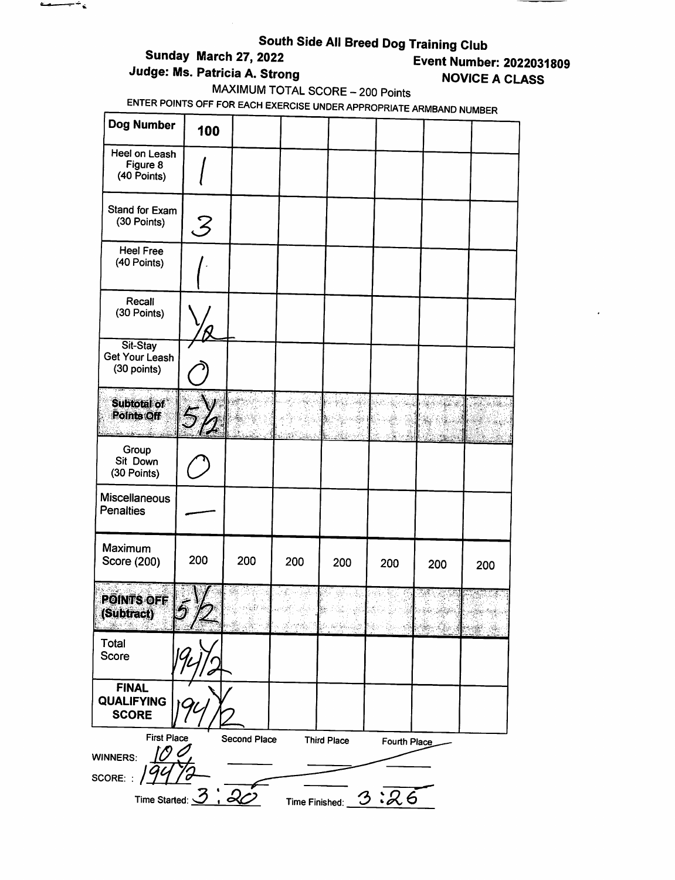# South Side All Breed Dog Training Club

**Sunday March 27, 2022**
**Judge: Ms. Patricia A. Strong**

**Event Number: 2022031809**
**NOVICE A CLASS**

MAXIMUM TOTAL SCORE – 200 Points

ENTER POINTS OFF FOR EACH EXERCISE UNDER APPROPRIATE ARMBAND NUMBER

| Dog Number | 100 | | | | | | |
|---|---|---|---|---|---|---|---|
| Heel on Leash Figure 8 (40 Points) | 1 | | | | | | |
| Stand for Exam (30 Points) | 3 | | | | | | |
| Heel Free (40 Points) | 1 | | | | | | |
| Recall (30 Points) | 1/2 | | | | | | |
| Sit-Stay Get Your Leash (30 points) | 0 | | | | | | |
| **Subtotal of Points Off** | 5 1/2 | | | | | | |
| Group Sit Down (30 Points) | 0 | | | | | | |
| Miscellaneous Penalties | — | | | | | | |
| Maximum Score (200) | 200 | 200 | 200 | 200 | 200 | 200 | 200 |
| **POINTS OFF (Subtract)** | 5 1/2 | | | | | | |
| Total Score | 194 1/2 | | | | | | |
| **FINAL QUALIFYING SCORE** | 194 1/2 | | | | | | |

| | First Place | Second Place | Third Place | Fourth Place |
|---|---|---|---|---|
| WINNERS: | 100 | | | |
| SCORE: | 194 1/2 | | | |

Time Started: 3:20 Time Finished: 3:26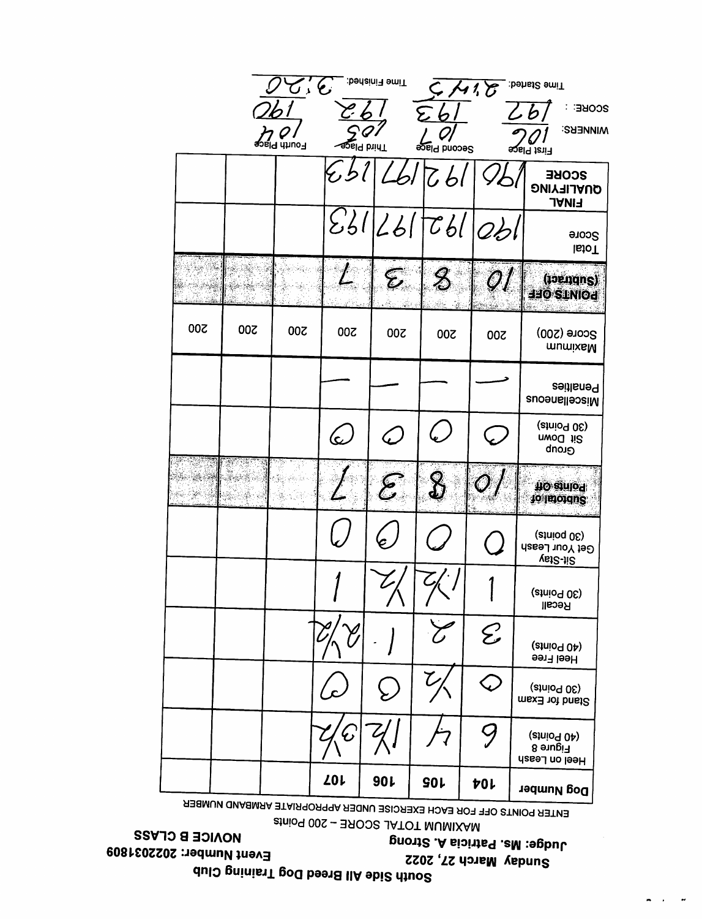# South Side All Breed Dog Training Club

**Sunday March 27, 2022** **Event Number: 2022031809**

**Judge: Ms. Patricia A. Strong** **NOVICE B CLASS**

MAXIMUM TOTAL SCORE – 200 Points

ENTER POINTS OFF FOR EACH EXERCISE UNDER APPROPRIATE ARMBAND NUMBER

| Dog Number | Heel on Leash Figure 8 (40 Points) | Stand for Exam (30 Points) | Heel Free (40 Points) | Recall (30 Points) | Sit-Stay Get Your Leash (30 points) | Subtotal of Points off | Group Sit Down (30 Points) | Miscellaneous Penalties | Maximum Score (200) | POINTS OFF (Subtract) | Total Score | FINAL QUALIFYING SCORE |
|---|---|---|---|---|---|---|---|---|---|---|---|---|
| 104 | 6 | 0 | 3 | 1 | 0 | 10 | 0 | — | 200 | 10 | 190 | 190 |
| 105 | 4 | 1/2 | 2 | 1 1/2 | 0 | 8 | 0 | — | 200 | 8 | 192 | 192 |
| 106 | 1 1/2 | 0 | 1 | 1/2 | 0 | 3 | 0 | — | 200 | 3 | 197 | 197 |
| 107 | 3 1/2 | 0 | 2 1/2 | 1 | 0 | 7 | 0 | — | 200 | 7 | 193 | 193 |
| | | | | | | | | | 200 | | | |
| | | | | | | | | | 200 | | | |
| | | | | | | | | | 200 | | | |

| WINNERS: | First Place | Second Place | Third Place | Fourth Place |
|---|---|---|---|---|
| | 106 | 107 | 105 | 104 |
| SCORE: | 197 | 193 | 192 | 190 |

Time Started: 2:45 Time Finished: 3:20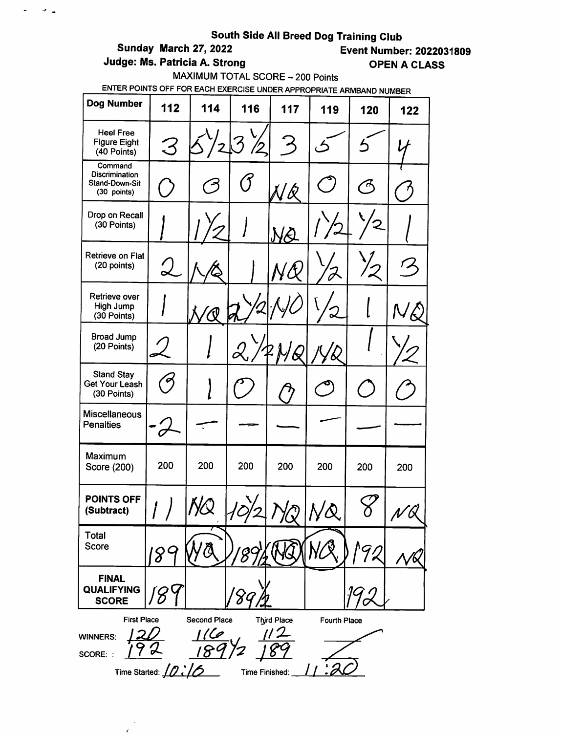**South Side All Breed Dog Training Club**

**Sunday March 27, 2022** **Event Number: 2022031809**

**Judge: Ms. Patricia A. Strong** **OPEN A CLASS**

MAXIMUM TOTAL SCORE – 200 Points

ENTER POINTS OFF FOR EACH EXERCISE UNDER APPROPRIATE ARMBAND NUMBER

| Dog Number | 112 | 114 | 116 | 117 | 119 | 120 | 122 |
|---|---|---|---|---|---|---|---|
| Heel Free Figure Eight (40 Points) | 3 | 5 1/2 | 3 1/2 | 3 | 5 | 5 | 4 |
| Command Discrimination Stand-Down-Sit (30 points) | 0 | 0 | 0 | NQ | 0 | 0 | 0 |
| Drop on Recall (30 Points) | 1 | 1 1/2 | 1 | NQ | 1 1/2 | 1/2 | 1 |
| Retrieve on Flat (20 points) | 2 | NQ | 1 | NQ | 1/2 | 1/2 | 3 |
| Retrieve over High Jump (30 Points) | 1 | NQ | 2 1/2 | NQ | 1/2 | 1 | NQ |
| Broad Jump (20 Points) | 2 | 1 | 2 1/2 | NQ | NQ | 1 | 1/2 |
| Stand Stay Get Your Leash (30 Points) | 0 | 1 | 0 | 0 | 0 | 0 | 0 |
| Miscellaneous Penalties | -2 | — | — | — | — | — | — |
| Maximum Score (200) | 200 | 200 | 200 | 200 | 200 | 200 | 200 |
| POINTS OFF (Subtract) | 11 | NQ | 10 1/2 | NQ | NQ | 8 | NQ |
| Total Score | 189 | NQ | 189 1/2 | NQ | NQ | 192 | NQ |
| FINAL QUALIFYING SCORE | 189 | | 189 1/2 | | | 192 | |

| | First Place | Second Place | Third Place | Fourth Place |
|---|---|---|---|---|
| WINNERS: | 120 | 116 | 112 | — |
| SCORE: | 192 | 189 1/2 | 189 | — |

Time Started: 10:16 Time Finished: 11:20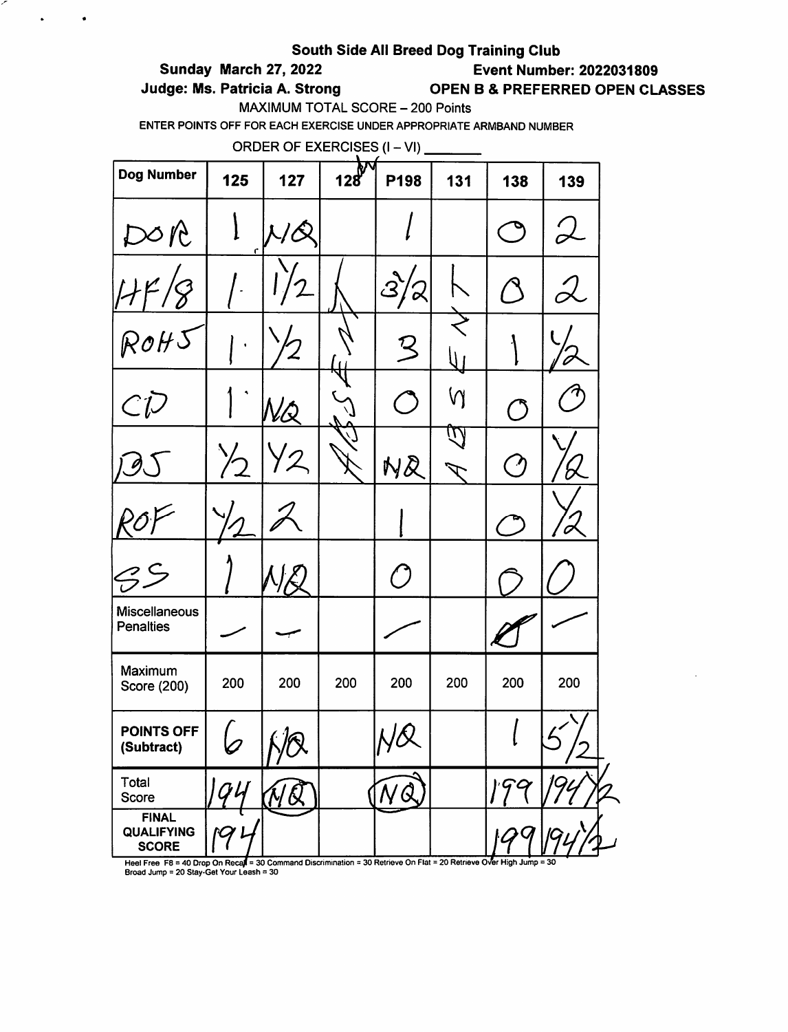**South Side All Breed Dog Training Club**

**Sunday March 27, 2022** **Event Number: 2022031809**

**Judge: Ms. Patricia A. Strong** **OPEN B & PREFERRED OPEN CLASSES**

MAXIMUM TOTAL SCORE – 200 Points

ENTER POINTS OFF FOR EACH EXERCISE UNDER APPROPRIATE ARMBAND NUMBER

ORDER OF EXERCISES (I – VI) ________

| Dog Number | 125 | 127 | 128 | P198 | 131 | 138 | 139 |
|---|---|---|---|---|---|---|---|
| DOR | 1 | NQ | ABSENT | 1 | ABSENT | 0 | 2 |
| HF/8 | 1 | 1½ | | 3½ | | 0 | 2 |
| ROHJ | 1 | ½ | | 3 | | 1 | ½ |
| CD | 1 | NQ | | 0 | | 0 | 0 |
| DJ | ½ | ½ | | NQ | | 0 | ½ |
| ROF | ½ | 2 | | 1 | | 0 | ½ |
| SS | 1 | NQ | | 0 | | 0 | 0 |
| Miscellaneous Penalties | — | — | | — | | — | — |
| Maximum Score (200) | 200 | 200 | 200 | 200 | 200 | 200 | 200 |
| POINTS OFF (Subtract) | 6 | NQ | | NQ | | 1 | 5½ |
| Total Score | 194 | NQ | | NQ | | 199 | 194½ |
| FINAL QUALIFYING SCORE | 194 | | | | | 199 | 194½ |

Heel Free F8 = 40 Drop On Recall = 30 Command Discrimination = 30 Retrieve On Flat = 20 Retrieve Over High Jump = 30 Broad Jump = 20 Stay-Get Your Leash = 30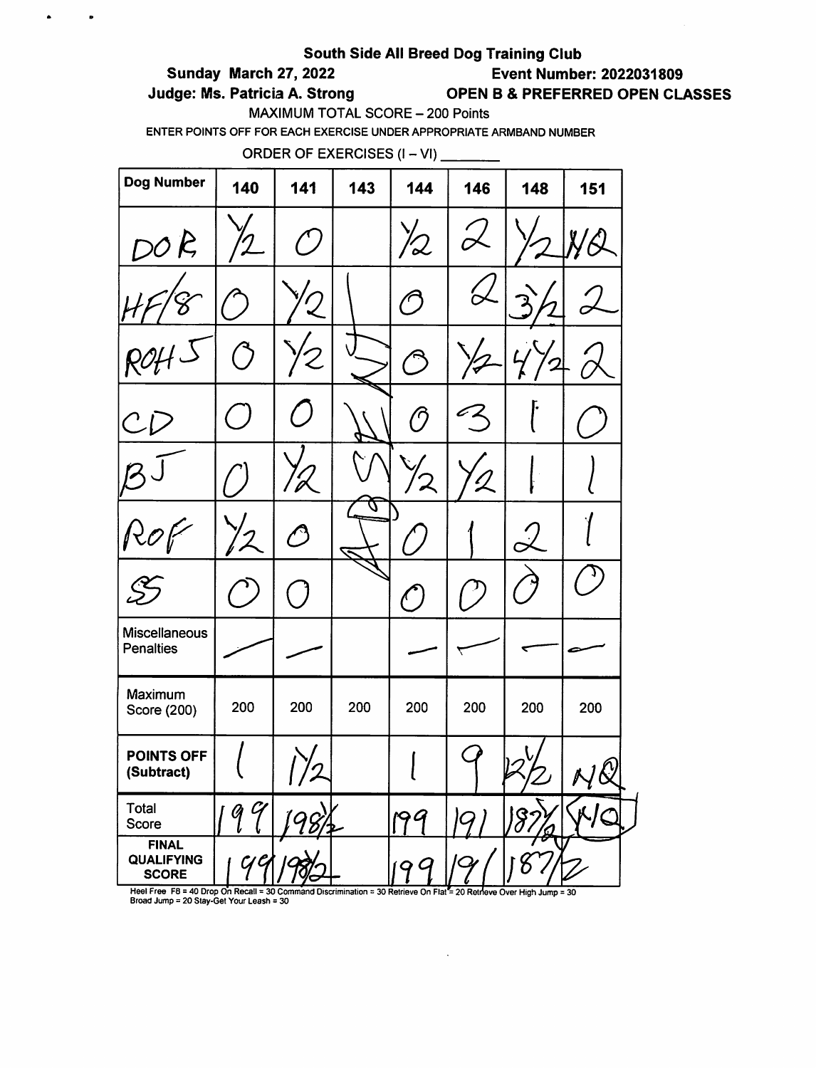**South Side All Breed Dog Training Club**

**Sunday March 27, 2022** **Event Number: 2022031809**

**Judge: Ms. Patricia A. Strong** **OPEN B & PREFERRED OPEN CLASSES**

MAXIMUM TOTAL SCORE – 200 Points

ENTER POINTS OFF FOR EACH EXERCISE UNDER APPROPRIATE ARMBAND NUMBER

ORDER OF EXERCISES (I – VI) ________

| Dog Number | 140 | 141 | 143 | 144 | 146 | 148 | 151 |
|---|---|---|---|---|---|---|---|
| DOR | 1/2 | 0 | ABSENT | 1/2 | 2 | 1/2 | NQ |
| HF/8 | 0 | 1/2 | | 0 | 2 | 3 1/2 | 2 |
| ROH J | 0 | 1/2 | | 0 | 1/2 | 4 1/2 | 2 |
| CD | 0 | 0 | | 0 | 3 | 1 | 0 |
| BJ | 0 | 1/2 | | 1/2 | 1/2 | 1 | 1 |
| ROF | 1/2 | 0 | | 0 | 1 | 2 | 1 |
| SS | 0 | 0 | | 0 | 0 | 0 | 0 |
| Miscellaneous Penalties | — | — | | — | — | — | — |
| Maximum Score (200) | 200 | 200 | 200 | 200 | 200 | 200 | 200 |
| POINTS OFF (Subtract) | 1 | 1 1/2 | | 1 | 9 | 12 1/2 | NQ |
| Total Score | 199 | 198 1/2 | | 199 | 191 | 187 1/2 | NQ |
| FINAL QUALIFYING SCORE | 199 | 198 1/2 | | 199 | 191 | 187 1/2 | |

Heel Free F8 = 40 Drop On Recall = 30 Command Discrimination = 30 Retrieve On Flat = 20 Retrieve Over High Jump = 30 Broad Jump = 20 Stay-Get Your Leash = 30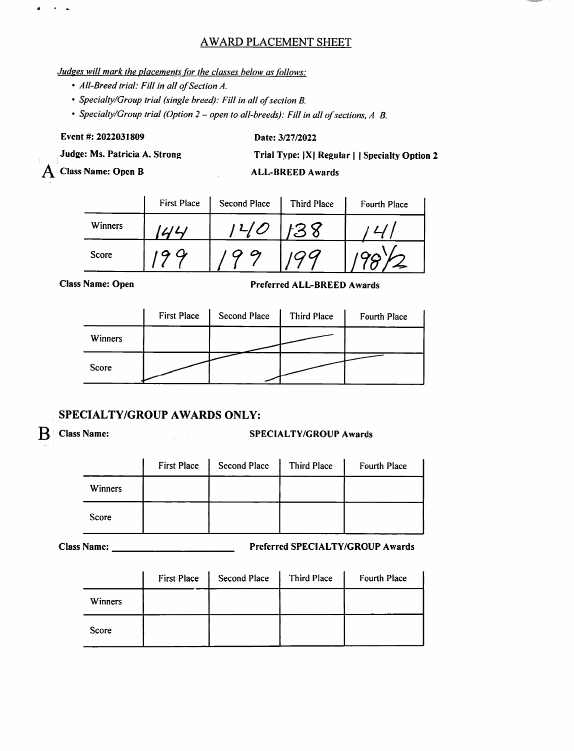# AWARD PLACEMENT SHEET

*Judges will mark the placements for the classes below as follows:*

- *All-Breed trial: Fill in all of Section A.*
- *Specialty/Group trial (single breed): Fill in all of section B.*
- *Specialty/Group trial (Option 2 – open to all-breeds): Fill in all of sections, A B.*

**Event #: 2022031809** **Date: 3/27/2022**

**Judge: Ms. Patricia A. Strong** **Trial Type: |X| Regular | | Specialty Option 2**

**A** **Class Name: Open B** **ALL-BREED Awards**

| | First Place | Second Place | Third Place | Fourth Place |
|---|---|---|---|---|
| Winners | 144 | 140 | 138 | 141 |
| Score | 199 | 199 | 199 | 198½ |

**Class Name: Open** **Preferred ALL-BREED Awards**

| | First Place | Second Place | Third Place | Fourth Place |
|---|---|---|---|---|
| Winners | | | | |
| Score | | | | |

## SPECIALTY/GROUP AWARDS ONLY:

**B** **Class Name:** **SPECIALTY/GROUP Awards**

| | First Place | Second Place | Third Place | Fourth Place |
|---|---|---|---|---|
| Winners | | | | |
| Score | | | | |

**Class Name: \_\_\_\_\_\_\_\_\_\_\_\_\_\_\_\_\_\_\_\_** **Preferred SPECIALTY/GROUP Awards**

| | First Place | Second Place | Third Place | Fourth Place |
|---|---|---|---|---|
| Winners | | | | |
| Score | | | | |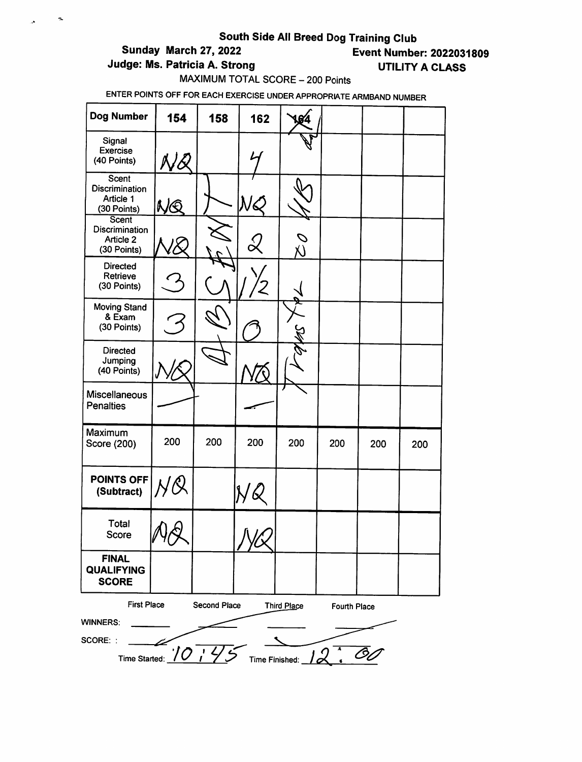**South Side All Breed Dog Training Club**

**Sunday March 27, 2022** **Event Number: 2022031809**

**Judge: Ms. Patricia A. Strong** **UTILITY A CLASS**

MAXIMUM TOTAL SCORE – 200 Points

ENTER POINTS OFF FOR EACH EXERCISE UNDER APPROPRIATE ARMBAND NUMBER

| Dog Number | 154 | 158 | 162 | ~~164~~ | | | |
|---|---|---|---|---|---|---|---|
| Signal Exercise (40 Points) | NQ | | 4 | | | | |
| Scent Discrimination Article 1 (30 Points) | NQ | | NQ | NS | | | |
| Scent Discrimination Article 2 (30 Points) | NQ | ABSENT | 2 | to | | | |
| Directed Retrieve (30 Points) | 3 | | 1/2 | | | | |
| Moving Stand & Exam (30 Points) | 3 | | 0 | Trans for | | | |
| Directed Jumping (40 Points) | NQ | | NQ | | | | |
| Miscellaneous Penalties | — | | — | | | | |
| Maximum Score (200) | 200 | 200 | 200 | 200 | 200 | 200 | 200 |
| POINTS OFF (Subtract) | NQ | | NQ | | | | |
| Total Score | NQ | | NQ | | | | |
| FINAL QUALIFYING SCORE | | | | | | | |

| | First Place | Second Place | Third Place | Fourth Place |
|---|---|---|---|---|
| WINNERS: | — | — | — | — |
| SCORE: | — | — | — | — |

Time Started: 10:45 Time Finished: 12:00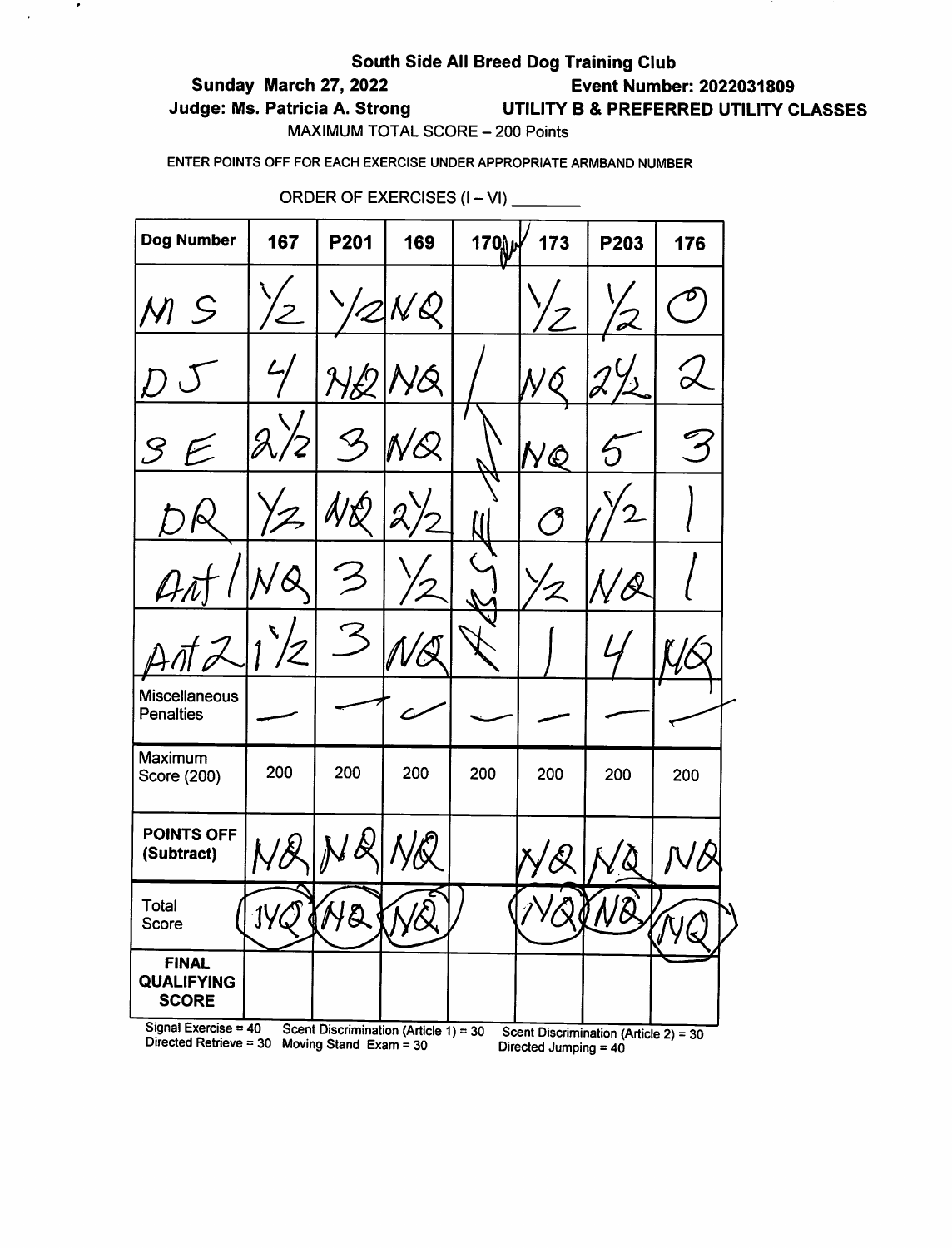# South Side All Breed Dog Training Club

**Sunday March 27, 2022** — **Event Number: 2022031809**

**Judge: Ms. Patricia A. Strong** — **UTILITY B & PREFERRED UTILITY CLASSES**

MAXIMUM TOTAL SCORE – 200 Points

ENTER POINTS OFF FOR EACH EXERCISE UNDER APPROPRIATE ARMBAND NUMBER

ORDER OF EXERCISES (I – VI) ________

| Dog Number | 167 | P201 | 169 | 170 ABS | 173 | P203 | 176 |
|---|---|---|---|---|---|---|---|
| MS | 1/2 | 1/2 | NQ | | 1/2 | 1/2 | 0 |
| DJ | 4 | NQ | NQ | ABSENT | NQ | 2 1/2 | 2 |
| SE | 2 1/2 | 3 | NQ | | NQ | 5 | 3 |
| DR | 1/2 | NQ | 2 1/2 | | 0 | 1/2 | 1 |
| Art 1 | NQ | 3 | 1/2 | | 1/2 | NQ | 1 |
| Art 2 | 1 1/2 | 3 | NQ | | 1 | 4 | NQ |
| Miscellaneous Penalties | — | — | — | — | — | — | — |
| Maximum Score (200) | 200 | 200 | 200 | 200 | 200 | 200 | 200 |
| POINTS OFF (Subtract) | NQ | NQ | NQ | | NQ | NQ | NQ |
| Total Score | NQ | NQ | NQ | | NQ | NQ | NQ |
| FINAL QUALIFYING SCORE | | | | | | | |

Signal Exercise = 40 Scent Discrimination (Article 1) = 30 Scent Discrimination (Article 2) = 30
Directed Retrieve = 30 Moving Stand Exam = 30 Directed Jumping = 40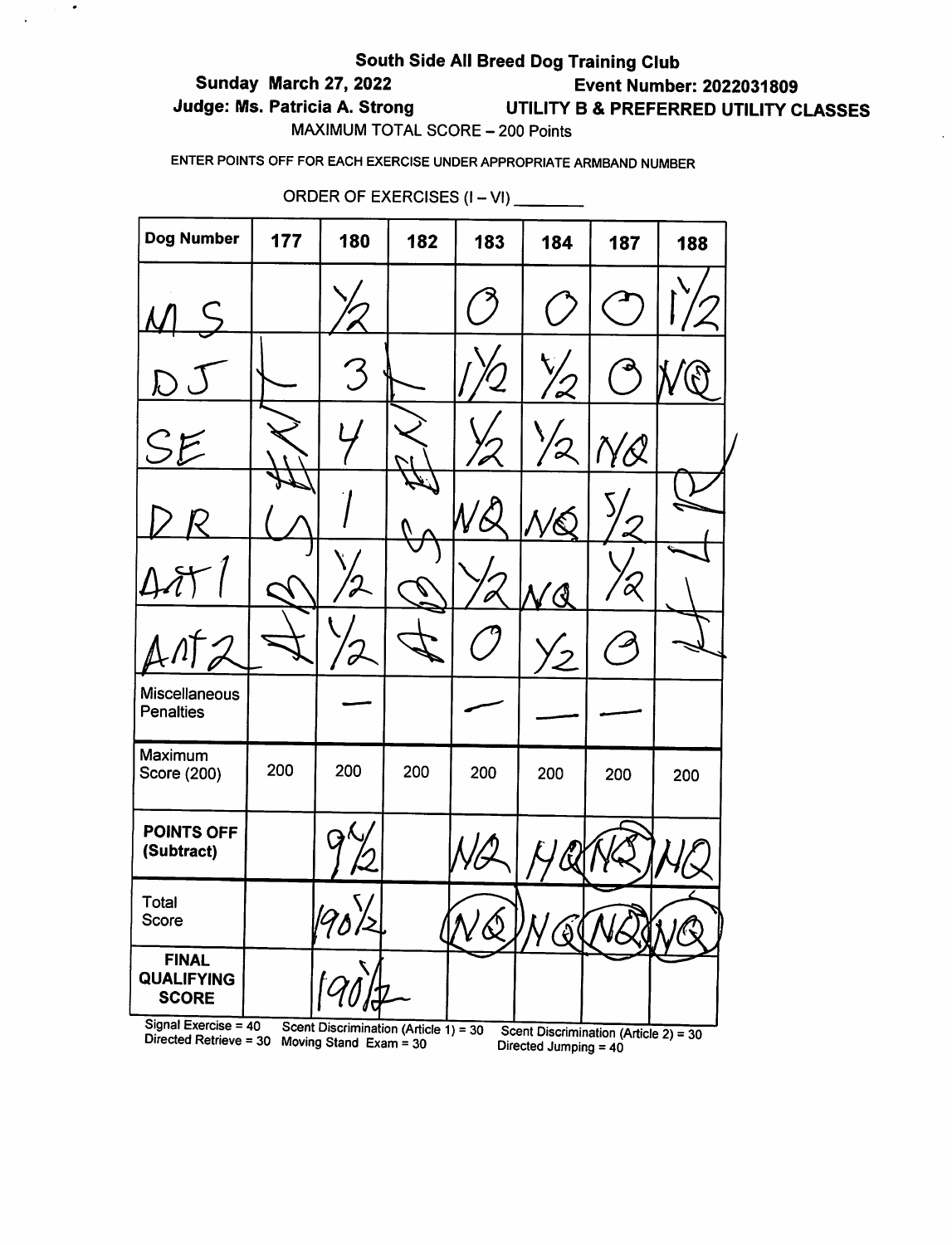**South Side All Breed Dog Training Club**

**Sunday March 27, 2022** **Event Number: 2022031809**

**Judge: Ms. Patricia A. Strong** **UTILITY B & PREFERRED UTILITY CLASSES**

MAXIMUM TOTAL SCORE – 200 Points

ENTER POINTS OFF FOR EACH EXERCISE UNDER APPROPRIATE ARMBAND NUMBER

ORDER OF EXERCISES (I – VI) ________

| Dog Number | 177 | 180 | 182 | 183 | 184 | 187 | 188 |
|---|---|---|---|---|---|---|---|
| MS | ABSENT | 1/2 | ABSENT | 0 | 0 | 0 | 1 1/2 |
| DJ | | 3 | | 1 1/2 | 1/2 | 0 | NQ |
| SE | | 4 | | 1/2 | 1/2 | NQ | EXCUSED |
| DR | | 1 | | NQ | NQ | 5 1/2 | |
| Art 1 | | 1/2 | | 1/2 | NQ | 1/2 | |
| Art 2 | | 1/2 | | 0 | 1/2 | 0 | |
| Miscellaneous Penalties | | — | | — | — | — | |
| Maximum Score (200) | 200 | 200 | 200 | 200 | 200 | 200 | 200 |
| **POINTS OFF (Subtract)** | | 9 1/2 | | NQ | NQ | NQ | NQ |
| Total Score | | 190 1/2 | | NQ | NQ | NQ | NQ |
| **FINAL QUALIFYING SCORE** | | 190 1/2 | | | | | |

Signal Exercise = 40 Scent Discrimination (Article 1) = 30 Scent Discrimination (Article 2) = 30
Directed Retrieve = 30 Moving Stand Exam = 30 Directed Jumping = 40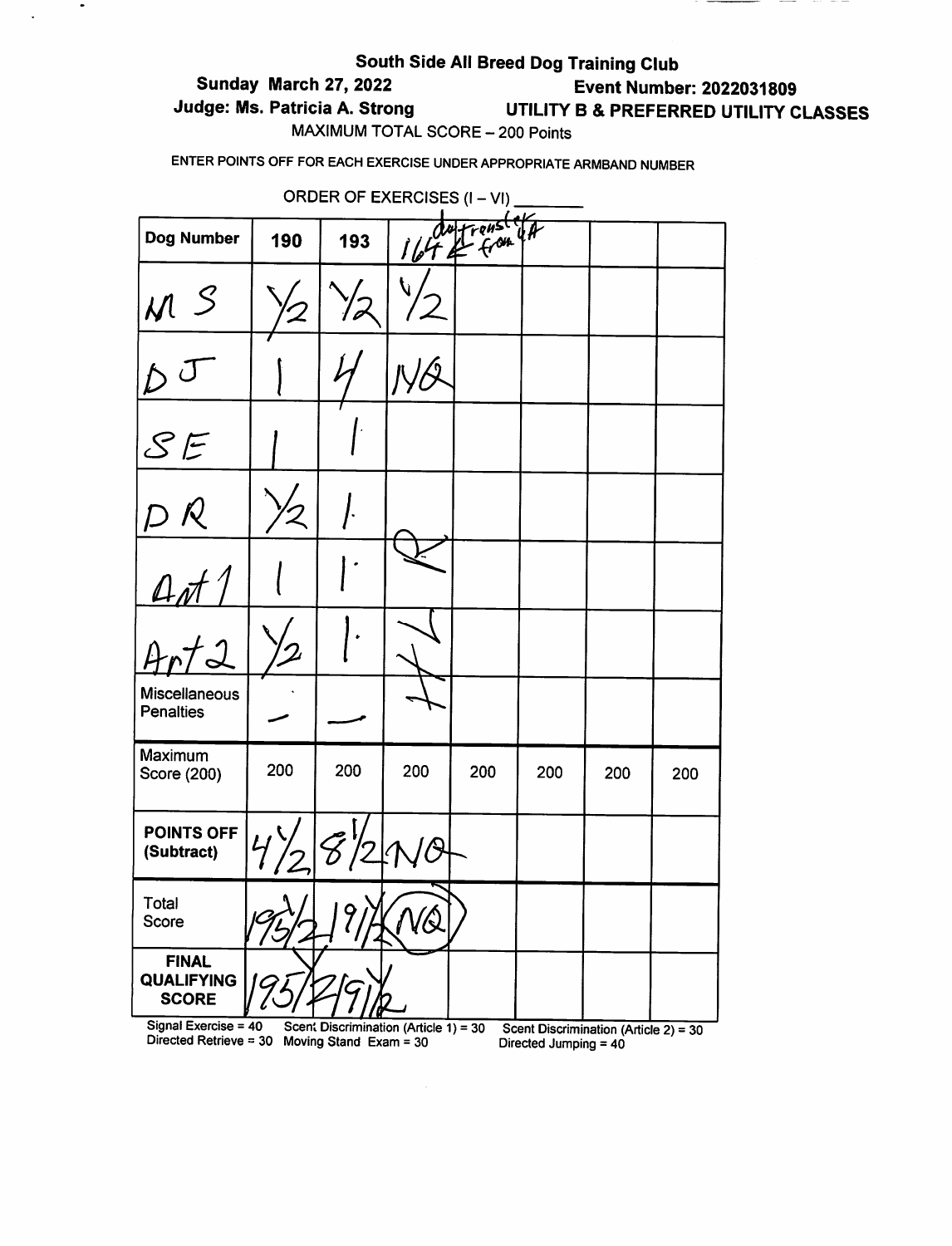# South Side All Breed Dog Training Club

**Sunday March 27, 2022** — **Event Number: 2022031809**

**Judge: Ms. Patricia A. Strong** — **UTILITY B & PREFERRED UTILITY CLASSES**

MAXIMUM TOTAL SCORE – 200 Points

ENTER POINTS OFF FOR EACH EXERCISE UNDER APPROPRIATE ARMBAND NUMBER

ORDER OF EXERCISES (I – VI) _______

| Dog Number | 190 | 193 | 164 do transfer from UA | | | | |
|---|---|---|---|---|---|---|---|
| MS | 1/2 | 1/2 | 1/2 | | | | |
| DJ | 1 | 4 | NQ | | | | |
| SE | 1 | 1 | | | | | |
| DR | 1/2 | 1 | | | | | |
| Art 1 | 1 | 1 | | | | | |
| Art 2 | 1/2 | 1 | | | | | |
| Miscellaneous Penalties | — | — | | | | | |
| Maximum Score (200) | 200 | 200 | 200 | 200 | 200 | 200 | 200 |
| POINTS OFF (Subtract) | 4 1/2 | 8 1/2 | NQ | | | | |
| Total Score | 195 1/2 | 191 1/2 | NQ | | | | |
| FINAL QUALIFYING SCORE | 195 1/2 | 191 1/2 | | | | | |

Signal Exercise = 40 Scent Discrimination (Article 1) = 30 Scent Discrimination (Article 2) = 30
Directed Retrieve = 30 Moving Stand Exam = 30 Directed Jumping = 40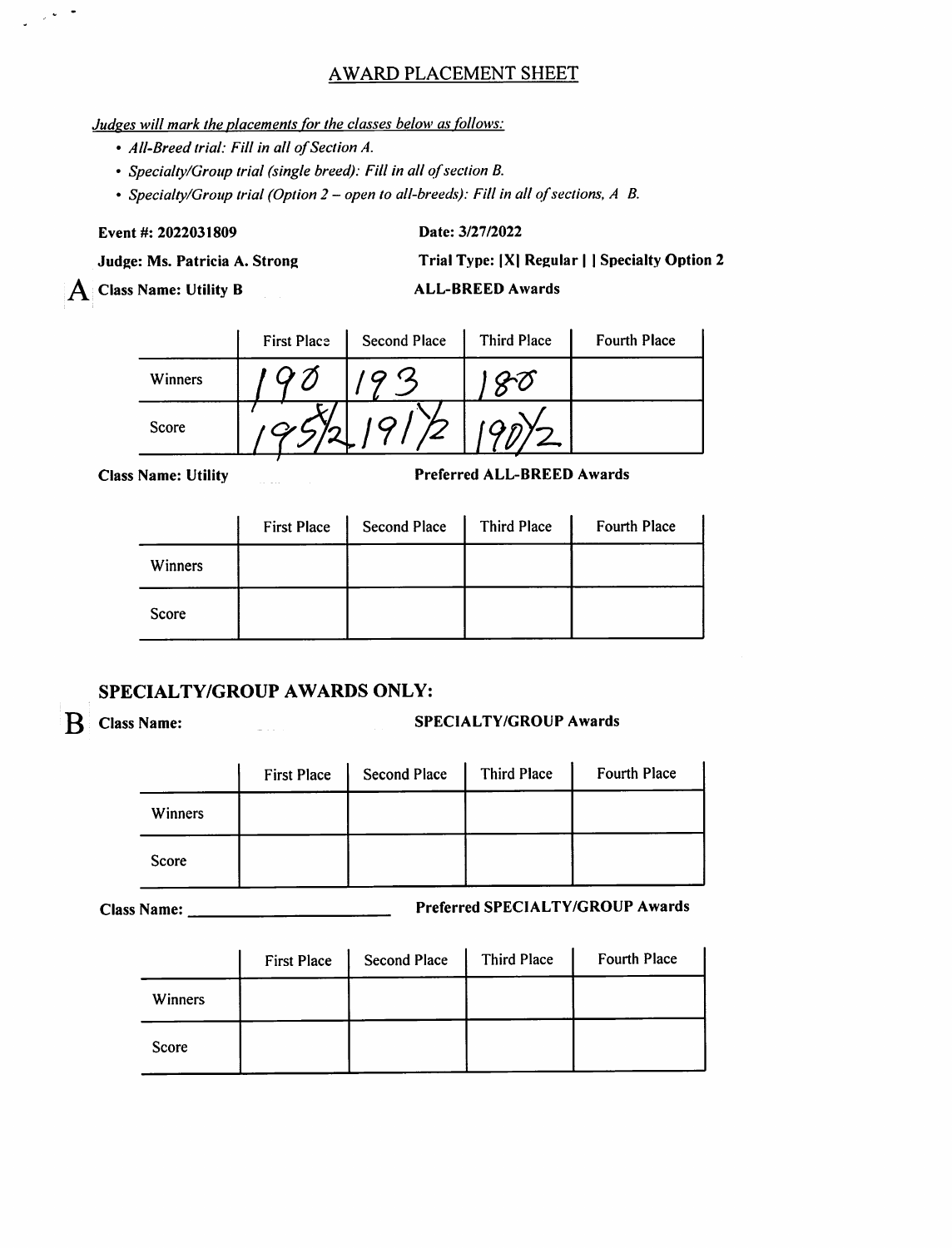# AWARD PLACEMENT SHEET

*Judges will mark the placements for the classes below as follows:*

- *All-Breed trial: Fill in all of Section A.*
- *Specialty/Group trial (single breed): Fill in all of section B.*
- *Specialty/Group trial (Option 2 – open to all-breeds): Fill in all of sections, A B.*

**Event #: 2022031809** **Date: 3/27/2022**

**Judge: Ms. Patricia A. Strong** **Trial Type: |X| Regular | | Specialty Option 2**

**A** **Class Name: Utility B** **ALL-BREED Awards**

| | First Place | Second Place | Third Place | Fourth Place |
|---|---|---|---|---|
| Winners | 190 | 193 | 180 | |
| Score | 195½ | 191½ | 190½ | |

**Class Name: Utility** **Preferred ALL-BREED Awards**

| | First Place | Second Place | Third Place | Fourth Place |
|---|---|---|---|---|
| Winners | | | | |
| Score | | | | |

## SPECIALTY/GROUP AWARDS ONLY:

**B** **Class Name:** **SPECIALTY/GROUP Awards**

| | First Place | Second Place | Third Place | Fourth Place |
|---|---|---|---|---|
| Winners | | | | |
| Score | | | | |

**Class Name: ______________________** **Preferred SPECIALTY/GROUP Awards**

| | First Place | Second Place | Third Place | Fourth Place |
|---|---|---|---|---|
| Winners | | | | |
| Score | | | | |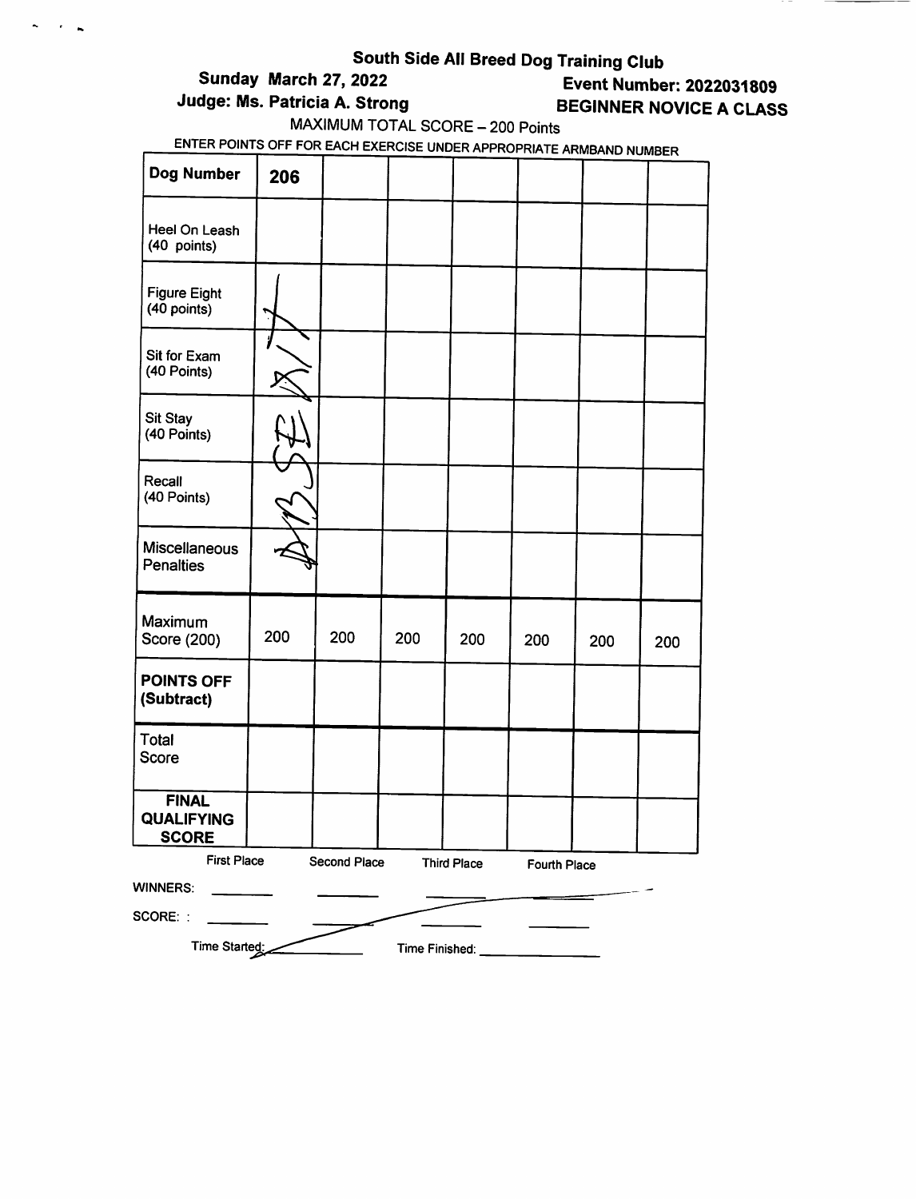## South Side All Breed Dog Training Club

**Sunday March 27, 2022**
**Judge: Ms. Patricia A. Strong**

**Event Number: 2022031809**
**BEGINNER NOVICE A CLASS**

MAXIMUM TOTAL SCORE – 200 Points

ENTER POINTS OFF FOR EACH EXERCISE UNDER APPROPRIATE ARMBAND NUMBER

| **Dog Number** | **206** | | | | | | |
|---|---|---|---|---|---|---|---|
| Heel On Leash (40 points) | | | | | | | |
| Figure Eight (40 points) | ABSENT | | | | | | |
| Sit for Exam (40 Points) | | | | | | | |
| Sit Stay (40 Points) | | | | | | | |
| Recall (40 Points) | | | | | | | |
| Miscellaneous Penalties | | | | | | | |
| Maximum Score (200) | 200 | 200 | 200 | 200 | 200 | 200 | 200 |
| **POINTS OFF (Subtract)** | | | | | | | |
| Total Score | | | | | | | |
| **FINAL QUALIFYING SCORE** | | | | | | | |

| | First Place | Second Place | Third Place | Fourth Place |
|---|---|---|---|---|
| WINNERS: | | | | |
| SCORE: : | | | | |

Time Started: ____________ Time Finished: ____________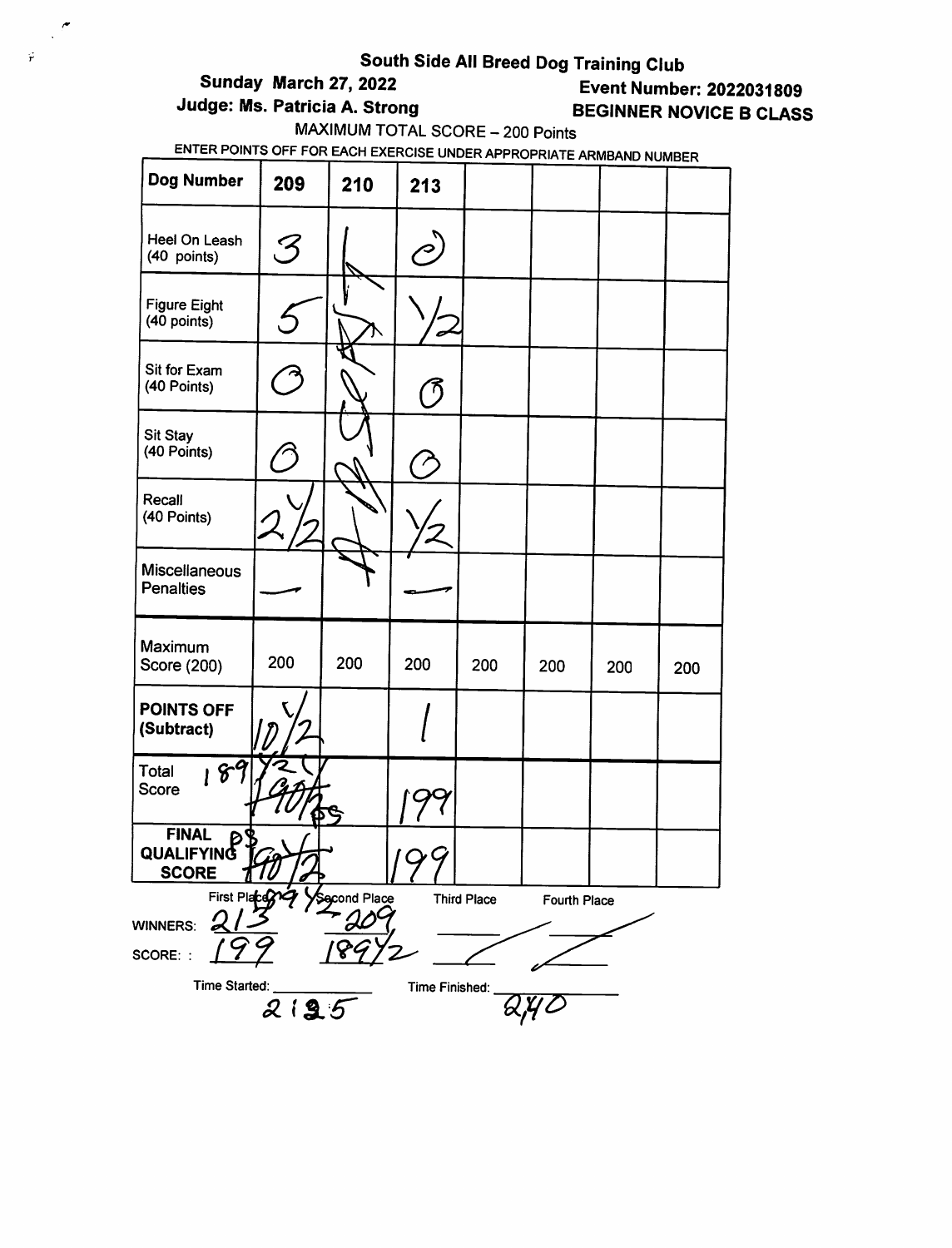# South Side All Breed Dog Training Club

**Sunday March 27, 2022** **Event Number: 2022031809**

**Judge: Ms. Patricia A. Strong** **BEGINNER NOVICE B CLASS**

MAXIMUM TOTAL SCORE – 200 Points

ENTER POINTS OFF FOR EACH EXERCISE UNDER APPROPRIATE ARMBAND NUMBER

| Dog Number | 209 | 210 | 213 | | | | |
|---|---|---|---|---|---|---|---|
| Heel On Leash (40 points) | 3 | ABSENT | 2 | | | | |
| Figure Eight (40 points) | 5 | | 1/2 | | | | |
| Sit for Exam (40 Points) | 0 | | 0 | | | | |
| Sit Stay (40 Points) | 0 | | 0 | | | | |
| Recall (40 Points) | 2 1/2 | | 1/2 | | | | |
| Miscellaneous Penalties | — | | — | | | | |
| Maximum Score (200) | 200 | 200 | 200 | 200 | 200 | 200 | 200 |
| POINTS OFF (Subtract) | 10 1/2 | | 1 | | | | |
| Total Score | ~~190~~ 189 1/2 PS | | 199 | | | | |
| FINAL QUALIFYING SCORE | ~~190~~ 189 1/2 PS | | 199 | | | | |

| | First Place | Second Place | Third Place | Fourth Place |
|---|---|---|---|---|
| WINNERS: | 213 | 209 | — | — |
| SCORE: | 199 | 189 1/2 | — | — |

Time Started: 2:25 Time Finished: 2:40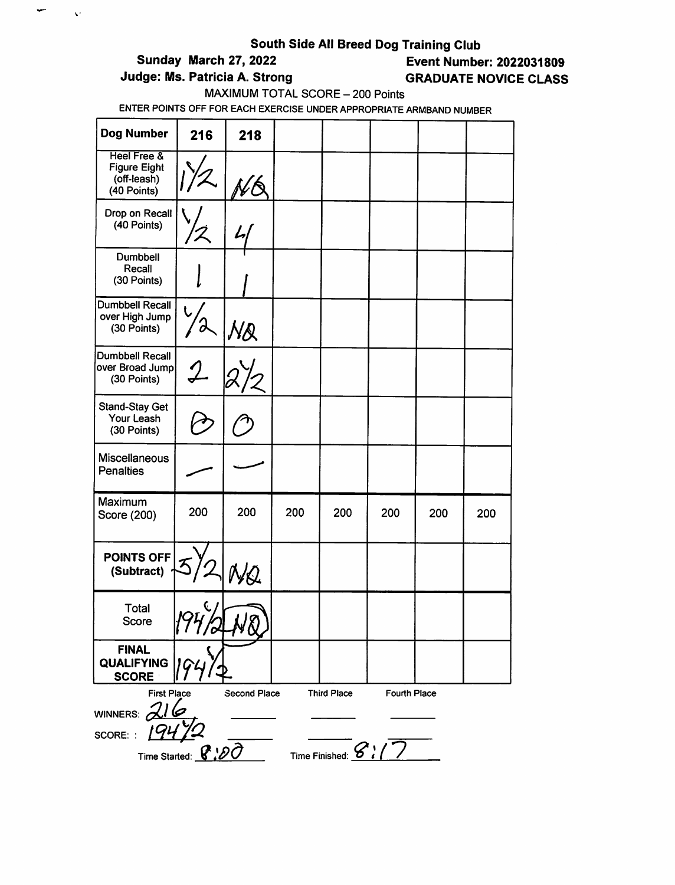**South Side All Breed Dog Training Club**

**Sunday March 27, 2022** **Event Number: 2022031809**

**Judge: Ms. Patricia A. Strong** **GRADUATE NOVICE CLASS**

MAXIMUM TOTAL SCORE – 200 Points

ENTER POINTS OFF FOR EACH EXERCISE UNDER APPROPRIATE ARMBAND NUMBER

| Dog Number | 216 | 218 | | | | | |
|---|---|---|---|---|---|---|---|
| Heel Free & Figure Eight (off-leash) (40 Points) | 1½ | NQ | | | | | |
| Drop on Recall (40 Points) | ½ | 4 | | | | | |
| Dumbbell Recall (30 Points) | 1 | 1 | | | | | |
| Dumbbell Recall over High Jump (30 Points) | ½ | NQ | | | | | |
| Dumbbell Recall over Broad Jump (30 Points) | 2 | 2½ | | | | | |
| Stand-Stay Get Your Leash (30 Points) | 0 | 0 | | | | | |
| Miscellaneous Penalties | — | — | | | | | |
| Maximum Score (200) | 200 | 200 | 200 | 200 | 200 | 200 | 200 |
| POINTS OFF (Subtract) | 5½ | NQ | | | | | |
| Total Score | 194½ | NQ | | | | | |
| FINAL QUALIFYING SCORE | 194½ | | | | | | |

| | First Place | Second Place | Third Place | Fourth Place |
|---|---|---|---|---|
| WINNERS: | 216 | | | |
| SCORE: | 194½ | | | |

Time Started: 8:00 Time Finished: 8:17